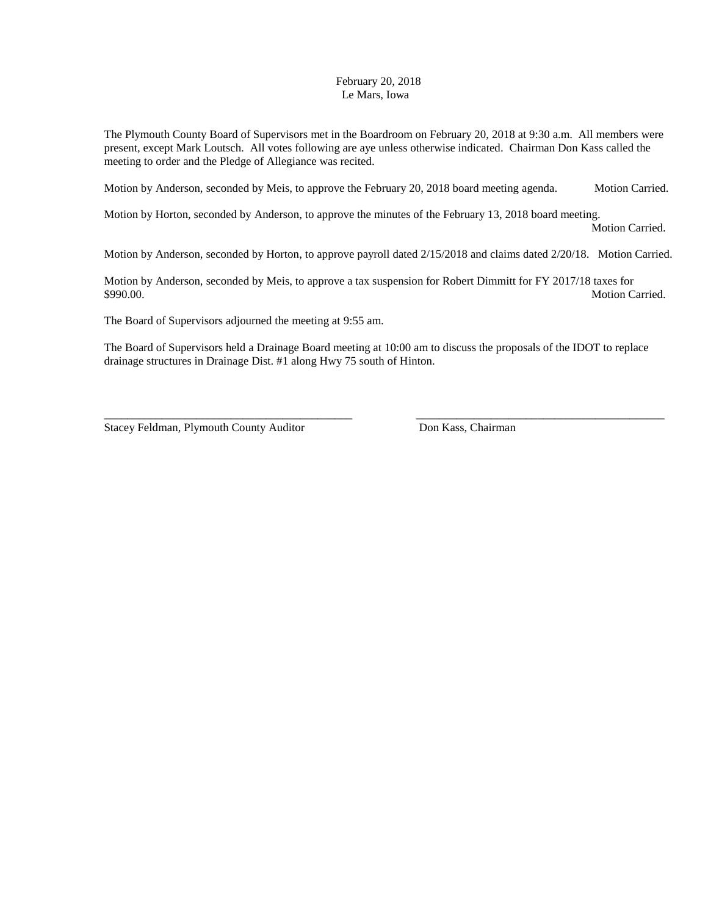February 20, 2018
Le Mars, Iowa

The Plymouth County Board of Supervisors met in the Boardroom on February 20, 2018 at 9:30 a.m. All members were present, except Mark Loutsch. All votes following are aye unless otherwise indicated. Chairman Don Kass called the meeting to order and the Pledge of Allegiance was recited.

Motion by Anderson, seconded by Meis, to approve the February 20, 2018 board meeting agenda. Motion Carried.

Motion by Horton, seconded by Anderson, to approve the minutes of the February 13, 2018 board meeting. Motion Carried.

Motion by Anderson, seconded by Horton, to approve payroll dated 2/15/2018 and claims dated 2/20/18. Motion Carried.

Motion by Anderson, seconded by Meis, to approve a tax suspension for Robert Dimmitt for FY 2017/18 taxes for $990.00. Motion Carried.

The Board of Supervisors adjourned the meeting at 9:55 am.

The Board of Supervisors held a Drainage Board meeting at 10:00 am to discuss the proposals of the IDOT to replace drainage structures in Drainage Dist. #1 along Hwy 75 south of Hinton.

_____________________________________________ _____________________________________________

Stacey Feldman, Plymouth County Auditor Don Kass, Chairman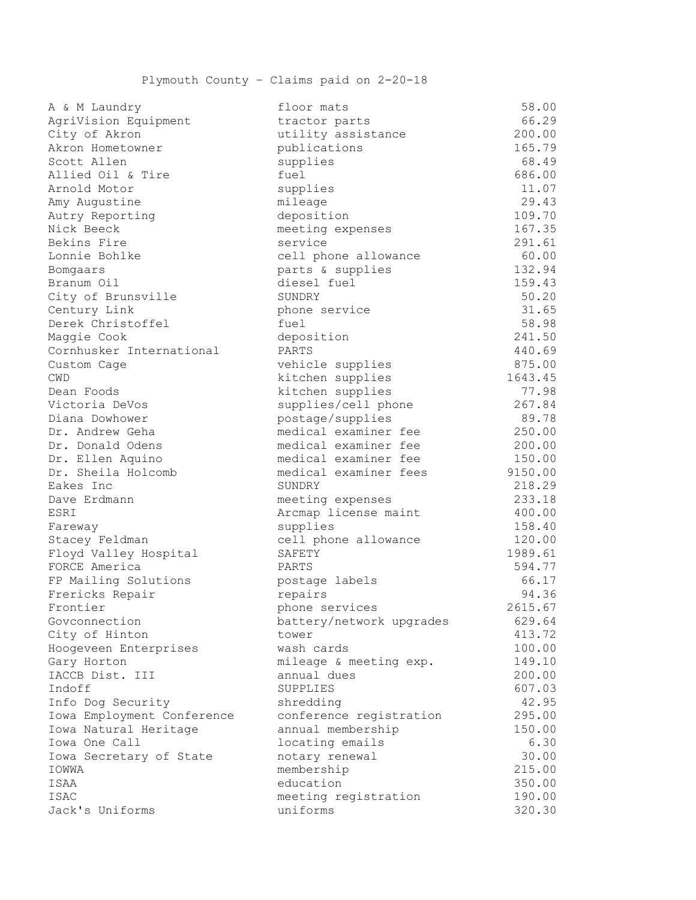Plymouth County – Claims paid on 2-20-18

| Vendor | Description | Amount |
|---|---|---|
| A & M Laundry | floor mats | 58.00 |
| AgriVision Equipment | tractor parts | 66.29 |
| City of Akron | utility assistance | 200.00 |
| Akron Hometowner | publications | 165.79 |
| Scott Allen | supplies | 68.49 |
| Allied Oil & Tire | fuel | 686.00 |
| Arnold Motor | supplies | 11.07 |
| Amy Augustine | mileage | 29.43 |
| Autry Reporting | deposition | 109.70 |
| Nick Beeck | meeting expenses | 167.35 |
| Bekins Fire | service | 291.61 |
| Lonnie Bohlke | cell phone allowance | 60.00 |
| Bomgaars | parts & supplies | 132.94 |
| Branum Oil | diesel fuel | 159.43 |
| City of Brunsville | SUNDRY | 50.20 |
| Century Link | phone service | 31.65 |
| Derek Christoffel | fuel | 58.98 |
| Maggie Cook | deposition | 241.50 |
| Cornhusker International | PARTS | 440.69 |
| Custom Cage | vehicle supplies | 875.00 |
| CWD | kitchen supplies | 1643.45 |
| Dean Foods | kitchen supplies | 77.98 |
| Victoria DeVos | supplies/cell phone | 267.84 |
| Diana Dowhower | postage/supplies | 89.78 |
| Dr. Andrew Geha | medical examiner fee | 250.00 |
| Dr. Donald Odens | medical examiner fee | 200.00 |
| Dr. Ellen Aquino | medical examiner fee | 150.00 |
| Dr. Sheila Holcomb | medical examiner fees | 9150.00 |
| Eakes Inc | SUNDRY | 218.29 |
| Dave Erdmann | meeting expenses | 233.18 |
| ESRI | Arcmap license maint | 400.00 |
| Fareway | supplies | 158.40 |
| Stacey Feldman | cell phone allowance | 120.00 |
| Floyd Valley Hospital | SAFETY | 1989.61 |
| FORCE America | PARTS | 594.77 |
| FP Mailing Solutions | postage labels | 66.17 |
| Frericks Repair | repairs | 94.36 |
| Frontier | phone services | 2615.67 |
| Govconnection | battery/network upgrades | 629.64 |
| City of Hinton | tower | 413.72 |
| Hoogeveen Enterprises | wash cards | 100.00 |
| Gary Horton | mileage & meeting exp. | 149.10 |
| IACCB Dist. III | annual dues | 200.00 |
| Indoff | SUPPLIES | 607.03 |
| Info Dog Security | shredding | 42.95 |
| Iowa Employment Conference | conference registration | 295.00 |
| Iowa Natural Heritage | annual membership | 150.00 |
| Iowa One Call | locating emails | 6.30 |
| Iowa Secretary of State | notary renewal | 30.00 |
| IOWWA | membership | 215.00 |
| ISAA | education | 350.00 |
| ISAC | meeting registration | 190.00 |
| Jack's Uniforms | uniforms | 320.30 |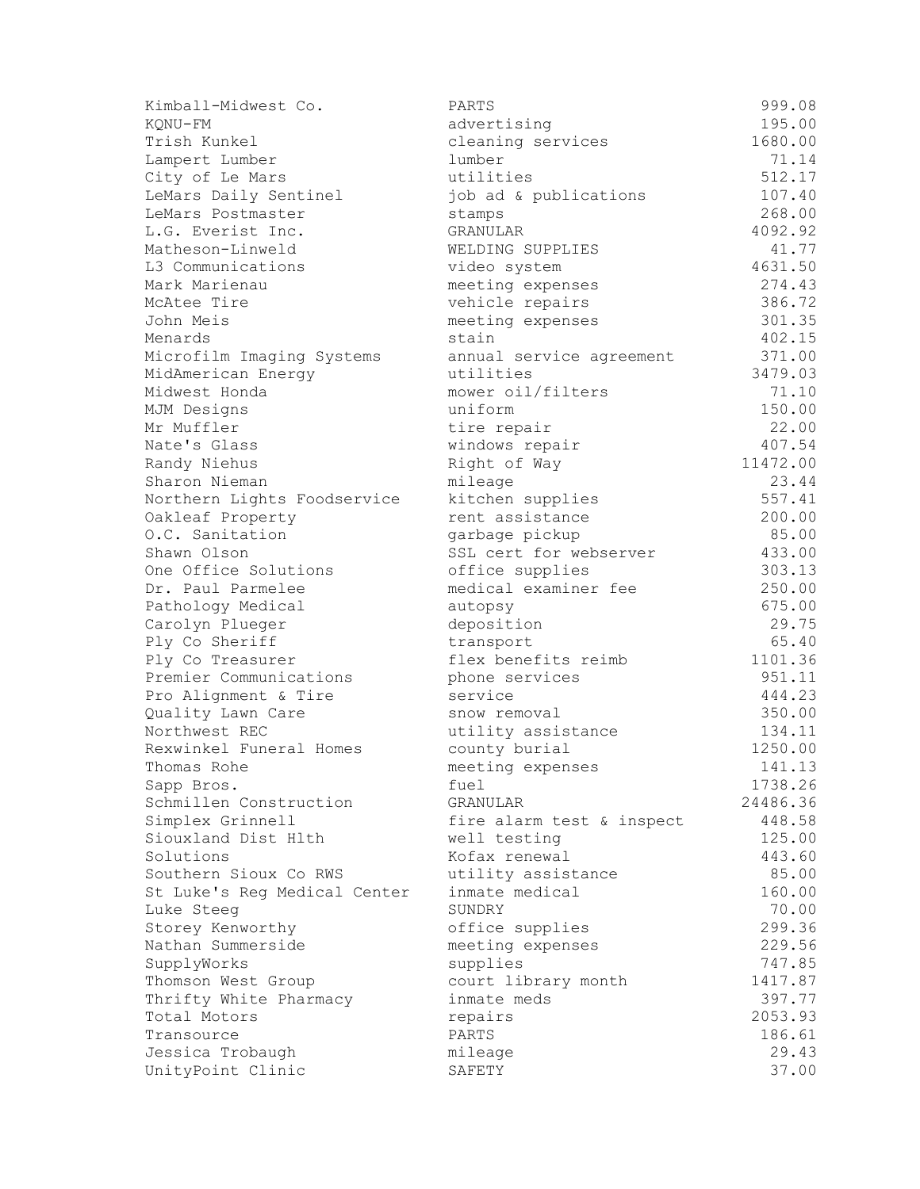| | | |
|---|---|---|
| Kimball-Midwest Co. | PARTS | 999.08 |
| KQNU-FM | advertising | 195.00 |
| Trish Kunkel | cleaning services | 1680.00 |
| Lampert Lumber | lumber | 71.14 |
| City of Le Mars | utilities | 512.17 |
| LeMars Daily Sentinel | job ad & publications | 107.40 |
| LeMars Postmaster | stamps | 268.00 |
| L.G. Everist Inc. | GRANULAR | 4092.92 |
| Matheson-Linweld | WELDING SUPPLIES | 41.77 |
| L3 Communications | video system | 4631.50 |
| Mark Marienau | meeting expenses | 274.43 |
| McAtee Tire | vehicle repairs | 386.72 |
| John Meis | meeting expenses | 301.35 |
| Menards | stain | 402.15 |
| Microfilm Imaging Systems | annual service agreement | 371.00 |
| MidAmerican Energy | utilities | 3479.03 |
| Midwest Honda | mower oil/filters | 71.10 |
| MJM Designs | uniform | 150.00 |
| Mr Muffler | tire repair | 22.00 |
| Nate's Glass | windows repair | 407.54 |
| Randy Niehus | Right of Way | 11472.00 |
| Sharon Nieman | mileage | 23.44 |
| Northern Lights Foodservice | kitchen supplies | 557.41 |
| Oakleaf Property | rent assistance | 200.00 |
| O.C. Sanitation | garbage pickup | 85.00 |
| Shawn Olson | SSL cert for webserver | 433.00 |
| One Office Solutions | office supplies | 303.13 |
| Dr. Paul Parmelee | medical examiner fee | 250.00 |
| Pathology Medical | autopsy | 675.00 |
| Carolyn Plueger | deposition | 29.75 |
| Ply Co Sheriff | transport | 65.40 |
| Ply Co Treasurer | flex benefits reimb | 1101.36 |
| Premier Communications | phone services | 951.11 |
| Pro Alignment & Tire | service | 444.23 |
| Quality Lawn Care | snow removal | 350.00 |
| Northwest REC | utility assistance | 134.11 |
| Rexwinkel Funeral Homes | county burial | 1250.00 |
| Thomas Rohe | meeting expenses | 141.13 |
| Sapp Bros. | fuel | 1738.26 |
| Schmillen Construction | GRANULAR | 24486.36 |
| Simplex Grinnell | fire alarm test & inspect | 448.58 |
| Siouxland Dist Hlth | well testing | 125.00 |
| Solutions | Kofax renewal | 443.60 |
| Southern Sioux Co RWS | utility assistance | 85.00 |
| St Luke's Reg Medical Center | inmate medical | 160.00 |
| Luke Steeg | SUNDRY | 70.00 |
| Storey Kenworthy | office supplies | 299.36 |
| Nathan Summerside | meeting expenses | 229.56 |
| SupplyWorks | supplies | 747.85 |
| Thomson West Group | court library month | 1417.87 |
| Thrifty White Pharmacy | inmate meds | 397.77 |
| Total Motors | repairs | 2053.93 |
| Transource | PARTS | 186.61 |
| Jessica Trobaugh | mileage | 29.43 |
| UnityPoint Clinic | SAFETY | 37.00 |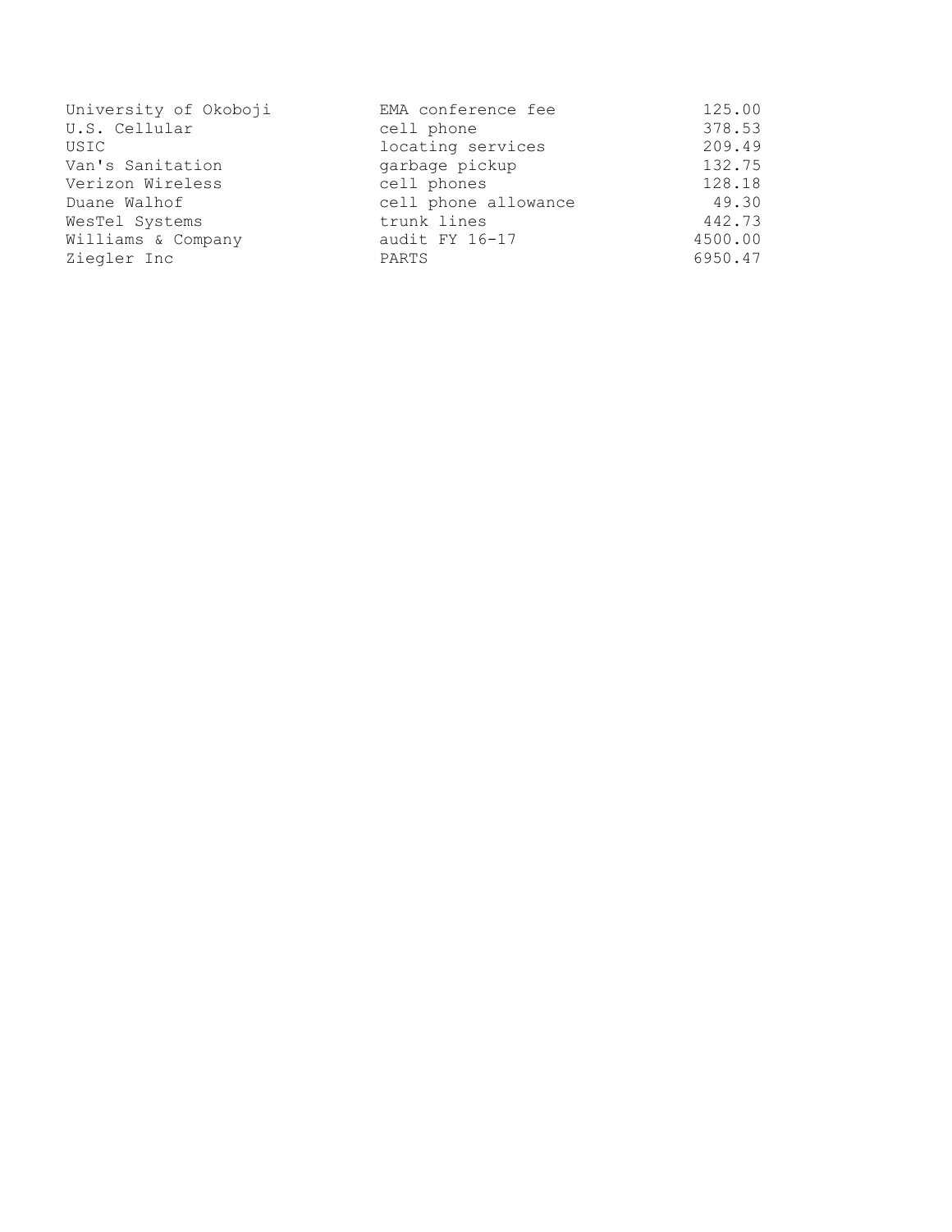| | | |
|---|---|---|
| University of Okoboji | EMA conference fee | 125.00 |
| U.S. Cellular | cell phone | 378.53 |
| USIC | locating services | 209.49 |
| Van's Sanitation | garbage pickup | 132.75 |
| Verizon Wireless | cell phones | 128.18 |
| Duane Walhof | cell phone allowance | 49.30 |
| WesTel Systems | trunk lines | 442.73 |
| Williams & Company | audit FY 16-17 | 4500.00 |
| Ziegler Inc | PARTS | 6950.47 |